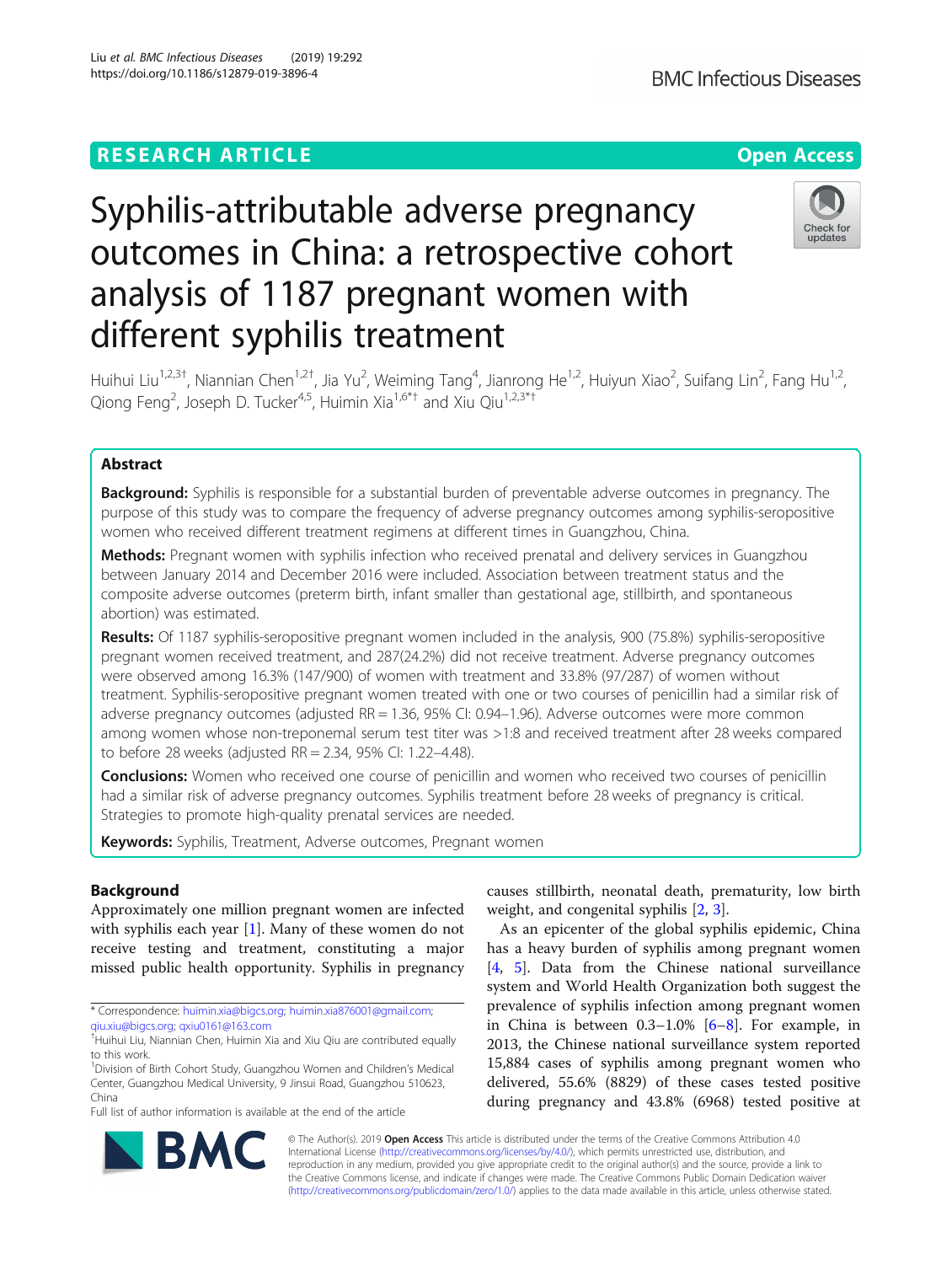RESEARCH ARTICLE

Open Access

# Syphilis-attributable adverse pregnancy outcomes in China: a retrospective cohort analysis of 1187 pregnant women with different syphilis treatment

Huihui Liu[1,2,3†], Niannian Chen[1,2†], Jia Yu[2], Weiming Tang[4], Jianrong He[1,2], Huiyun Xiao[2], Suifang Lin[2], Fang Hu[1,2], Qiong Feng[2], Joseph D. Tucker[4,5], Huimin Xia[1,6*†] and Xiu Qiu[1,2,3*†]

## Abstract

**Background:** Syphilis is responsible for a substantial burden of preventable adverse outcomes in pregnancy. The purpose of this study was to compare the frequency of adverse pregnancy outcomes among syphilis-seropositive women who received different treatment regimens at different times in Guangzhou, China.

**Methods:** Pregnant women with syphilis infection who received prenatal and delivery services in Guangzhou between January 2014 and December 2016 were included. Association between treatment status and the composite adverse outcomes (preterm birth, infant smaller than gestational age, stillbirth, and spontaneous abortion) was estimated.

**Results:** Of 1187 syphilis-seropositive pregnant women included in the analysis, 900 (75.8%) syphilis-seropositive pregnant women received treatment, and 287(24.2%) did not receive treatment. Adverse pregnancy outcomes were observed among 16.3% (147/900) of women with treatment and 33.8% (97/287) of women without treatment. Syphilis-seropositive pregnant women treated with one or two courses of penicillin had a similar risk of adverse pregnancy outcomes (adjusted RR = 1.36, 95% CI: 0.94–1.96). Adverse outcomes were more common among women whose non-treponemal serum test titer was >1:8 and received treatment after 28 weeks compared to before 28 weeks (adjusted RR = 2.34, 95% CI: 1.22–4.48).

**Conclusions:** Women who received one course of penicillin and women who received two courses of penicillin had a similar risk of adverse pregnancy outcomes. Syphilis treatment before 28 weeks of pregnancy is critical. Strategies to promote high-quality prenatal services are needed.

**Keywords:** Syphilis, Treatment, Adverse outcomes, Pregnant women

## Background

Approximately one million pregnant women are infected with syphilis each year [1]. Many of these women do not receive testing and treatment, constituting a major missed public health opportunity. Syphilis in pregnancy causes stillbirth, neonatal death, prematurity, low birth weight, and congenital syphilis [2, 3].

As an epicenter of the global syphilis epidemic, China has a heavy burden of syphilis among pregnant women [4, 5]. Data from the Chinese national surveillance system and World Health Organization both suggest the prevalence of syphilis infection among pregnant women in China is between 0.3–1.0% [6–8]. For example, in 2013, the Chinese national surveillance system reported 15,884 cases of syphilis among pregnant women who delivered, 55.6% (8829) of these cases tested positive during pregnancy and 43.8% (6968) tested positive at

\* Correspondence: huimin.xia@bigcs.org; huimin.xia876001@gmail.com; qiu.xiu@bigcs.org; qxiu0161@163.com

†Huihui Liu, Niannian Chen, Huimin Xia and Xiu Qiu are contributed equally to this work.

[1]Division of Birth Cohort Study, Guangzhou Women and Children's Medical Center, Guangzhou Medical University, 9 Jinsui Road, Guangzhou 510623, China

Full list of author information is available at the end of the article

© The Author(s). 2019 **Open Access** This article is distributed under the terms of the Creative Commons Attribution 4.0 International License (http://creativecommons.org/licenses/by/4.0/), which permits unrestricted use, distribution, and reproduction in any medium, provided you give appropriate credit to the original author(s) and the source, provide a link to the Creative Commons license, and indicate if changes were made. The Creative Commons Public Domain Dedication waiver (http://creativecommons.org/publicdomain/zero/1.0/) applies to the data made available in this article, unless otherwise stated.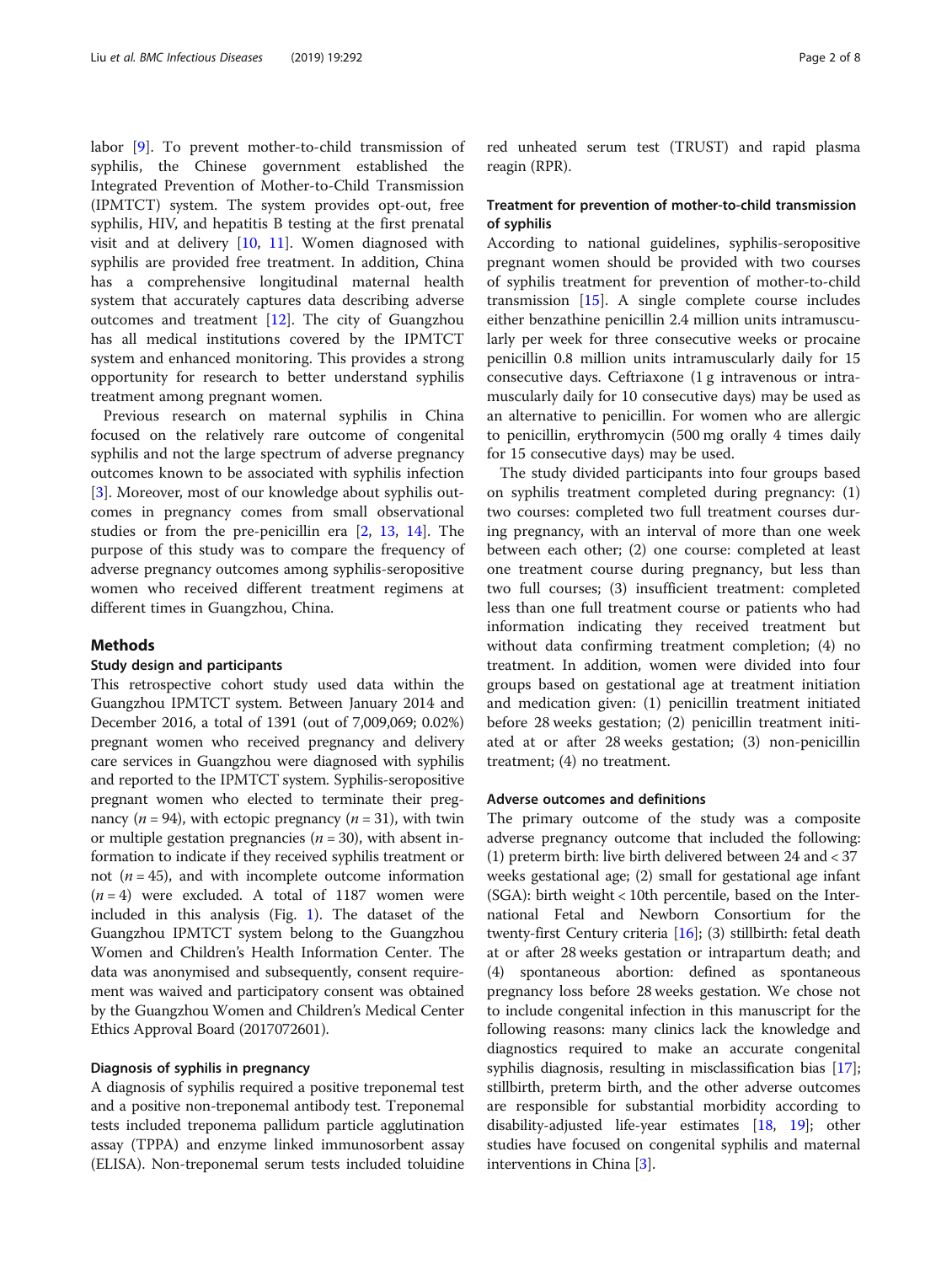labor [9]. To prevent mother-to-child transmission of syphilis, the Chinese government established the Integrated Prevention of Mother-to-Child Transmission (IPMTCT) system. The system provides opt-out, free syphilis, HIV, and hepatitis B testing at the first prenatal visit and at delivery [10, 11]. Women diagnosed with syphilis are provided free treatment. In addition, China has a comprehensive longitudinal maternal health system that accurately captures data describing adverse outcomes and treatment [12]. The city of Guangzhou has all medical institutions covered by the IPMTCT system and enhanced monitoring. This provides a strong opportunity for research to better understand syphilis treatment among pregnant women.

Previous research on maternal syphilis in China focused on the relatively rare outcome of congenital syphilis and not the large spectrum of adverse pregnancy outcomes known to be associated with syphilis infection [3]. Moreover, most of our knowledge about syphilis outcomes in pregnancy comes from small observational studies or from the pre-penicillin era [2, 13, 14]. The purpose of this study was to compare the frequency of adverse pregnancy outcomes among syphilis-seropositive women who received different treatment regimens at different times in Guangzhou, China.

## Methods

### Study design and participants

This retrospective cohort study used data within the Guangzhou IPMTCT system. Between January 2014 and December 2016, a total of 1391 (out of 7,009,069; 0.02%) pregnant women who received pregnancy and delivery care services in Guangzhou were diagnosed with syphilis and reported to the IPMTCT system. Syphilis-seropositive pregnant women who elected to terminate their pregnancy ($n = 94$), with ectopic pregnancy ($n = 31$), with twin or multiple gestation pregnancies ($n = 30$), with absent information to indicate if they received syphilis treatment or not ($n = 45$), and with incomplete outcome information ($n = 4$) were excluded. A total of 1187 women were included in this analysis (Fig. 1). The dataset of the Guangzhou IPMTCT system belong to the Guangzhou Women and Children's Health Information Center. The data was anonymised and subsequently, consent requirement was waived and participatory consent was obtained by the Guangzhou Women and Children's Medical Center Ethics Approval Board (2017072601).

### Diagnosis of syphilis in pregnancy

A diagnosis of syphilis required a positive treponemal test and a positive non-treponemal antibody test. Treponemal tests included treponema pallidum particle agglutination assay (TPPA) and enzyme linked immunosorbent assay (ELISA). Non-treponemal serum tests included toluidine red unheated serum test (TRUST) and rapid plasma reagin (RPR).

### Treatment for prevention of mother-to-child transmission of syphilis

According to national guidelines, syphilis-seropositive pregnant women should be provided with two courses of syphilis treatment for prevention of mother-to-child transmission [15]. A single complete course includes either benzathine penicillin 2.4 million units intramuscularly per week for three consecutive weeks or procaine penicillin 0.8 million units intramuscularly daily for 15 consecutive days. Ceftriaxone (1 g intravenous or intramuscularly daily for 10 consecutive days) may be used as an alternative to penicillin. For women who are allergic to penicillin, erythromycin (500 mg orally 4 times daily for 15 consecutive days) may be used.

The study divided participants into four groups based on syphilis treatment completed during pregnancy: (1) two courses: completed two full treatment courses during pregnancy, with an interval of more than one week between each other; (2) one course: completed at least one treatment course during pregnancy, but less than two full courses; (3) insufficient treatment: completed less than one full treatment course or patients who had information indicating they received treatment but without data confirming treatment completion; (4) no treatment. In addition, women were divided into four groups based on gestational age at treatment initiation and medication given: (1) penicillin treatment initiated before 28 weeks gestation; (2) penicillin treatment initiated at or after 28 weeks gestation; (3) non-penicillin treatment; (4) no treatment.

### Adverse outcomes and definitions

The primary outcome of the study was a composite adverse pregnancy outcome that included the following: (1) preterm birth: live birth delivered between 24 and < 37 weeks gestational age; (2) small for gestational age infant (SGA): birth weight < 10th percentile, based on the International Fetal and Newborn Consortium for the twenty-first Century criteria [16]; (3) stillbirth: fetal death at or after 28 weeks gestation or intrapartum death; and (4) spontaneous abortion: defined as spontaneous pregnancy loss before 28 weeks gestation. We chose not to include congenital infection in this manuscript for the following reasons: many clinics lack the knowledge and diagnostics required to make an accurate congenital syphilis diagnosis, resulting in misclassification bias [17]; stillbirth, preterm birth, and the other adverse outcomes are responsible for substantial morbidity according to disability-adjusted life-year estimates [18, 19]; other studies have focused on congenital syphilis and maternal interventions in China [3].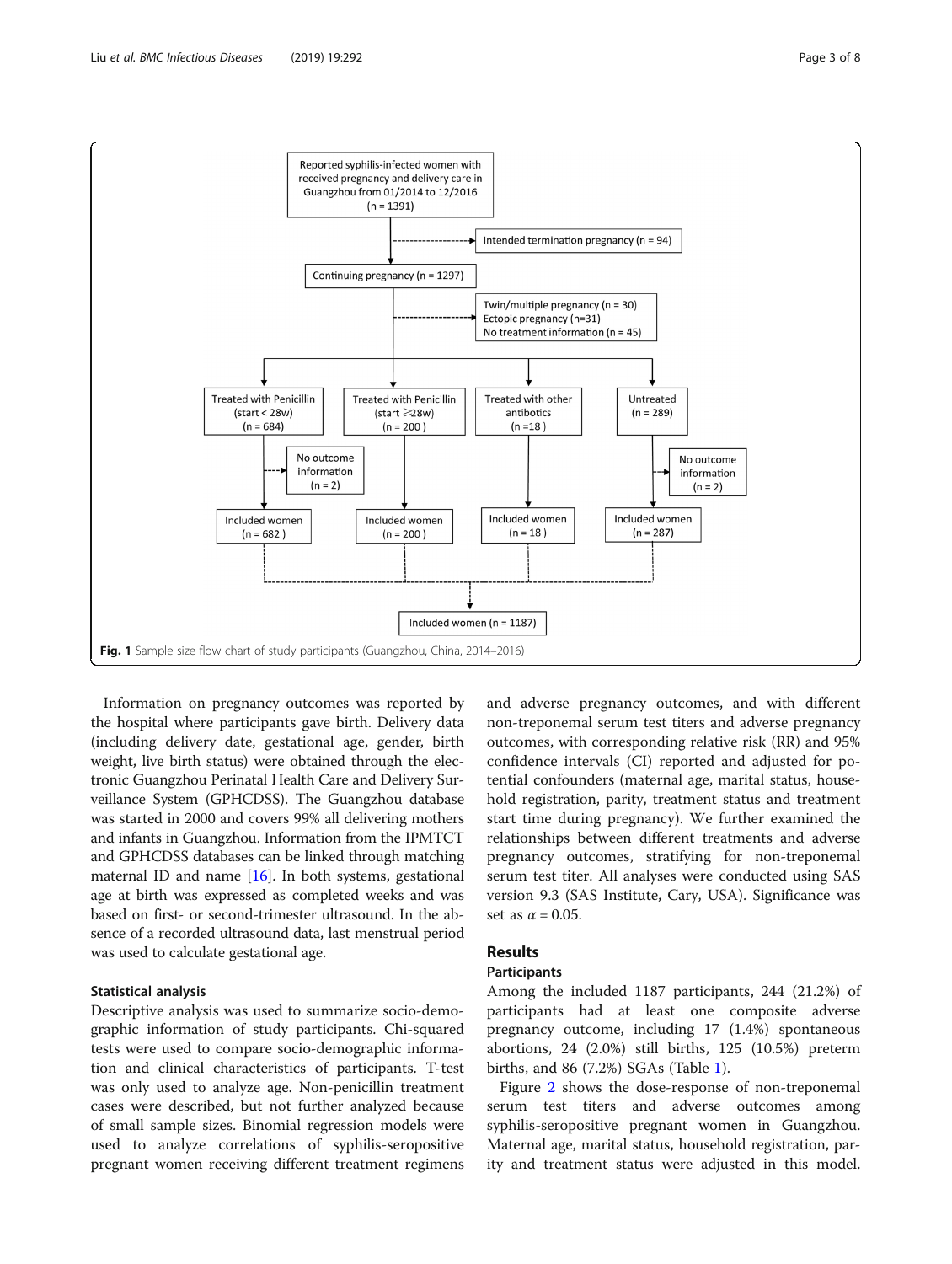Fig. 1 Sample size flow chart of study participants (Guangzhou, China, 2014–2016)

Information on pregnancy outcomes was reported by the hospital where participants gave birth. Delivery data (including delivery date, gestational age, gender, birth weight, live birth status) were obtained through the electronic Guangzhou Perinatal Health Care and Delivery Surveillance System (GPHCDSS). The Guangzhou database was started in 2000 and covers 99% all delivering mothers and infants in Guangzhou. Information from the IPMTCT and GPHCDSS databases can be linked through matching maternal ID and name [16]. In both systems, gestational age at birth was expressed as completed weeks and was based on first- or second-trimester ultrasound. In the absence of a recorded ultrasound data, last menstrual period was used to calculate gestational age.

### Statistical analysis

Descriptive analysis was used to summarize socio-demographic information of study participants. Chi-squared tests were used to compare socio-demographic information and clinical characteristics of participants. T-test was only used to analyze age. Non-penicillin treatment cases were described, but not further analyzed because of small sample sizes. Binomial regression models were used to analyze correlations of syphilis-seropositive pregnant women receiving different treatment regimens and adverse pregnancy outcomes, and with different non-treponemal serum test titers and adverse pregnancy outcomes, with corresponding relative risk (RR) and 95% confidence intervals (CI) reported and adjusted for potential confounders (maternal age, marital status, household registration, parity, treatment status and treatment start time during pregnancy). We further examined the relationships between different treatments and adverse pregnancy outcomes, stratifying for non-treponemal serum test titer. All analyses were conducted using SAS version 9.3 (SAS Institute, Cary, USA). Significance was set as $\alpha = 0.05$.

## Results

### Participants

Among the included 1187 participants, 244 (21.2%) of participants had at least one composite adverse pregnancy outcome, including 17 (1.4%) spontaneous abortions, 24 (2.0%) still births, 125 (10.5%) preterm births, and 86 (7.2%) SGAs (Table 1).

Figure 2 shows the dose-response of non-treponemal serum test titers and adverse outcomes among syphilis-seropositive pregnant women in Guangzhou. Maternal age, marital status, household registration, parity and treatment status were adjusted in this model.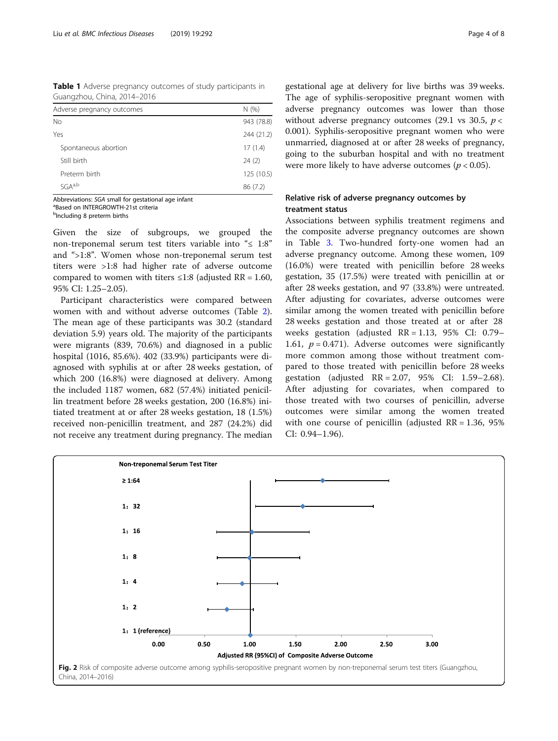**Table 1** Adverse pregnancy outcomes of study participants in Guangzhou, China, 2014–2016

| Adverse pregnancy outcomes | N (%) |
|---|---|
| No | 943 (78.8) |
| Yes | 244 (21.2) |
| Spontaneous abortion | 17 (1.4) |
| Still birth | 24 (2) |
| Preterm birth | 125 (10.5) |
| SGA[a,b] | 86 (7.2) |

Abbreviations: *SGA* small for gestational age infant
[a]Based on INTERGROWTH-21st criteria
[b]Including 8 preterm births

Given the size of subgroups, we grouped the non-treponemal serum test titers variable into "≤ 1:8" and ">1:8". Women whose non-treponemal serum test titers were >1:8 had higher rate of adverse outcome compared to women with titers ≤1:8 (adjusted RR = 1.60, 95% CI: 1.25–2.05).

Participant characteristics were compared between women with and without adverse outcomes (Table 2). The mean age of these participants was 30.2 (standard deviation 5.9) years old. The majority of the participants were migrants (839, 70.6%) and diagnosed in a public hospital (1016, 85.6%). 402 (33.9%) participants were diagnosed with syphilis at or after 28 weeks gestation, of which 200 (16.8%) were diagnosed at delivery. Among the included 1187 women, 682 (57.4%) initiated penicillin treatment before 28 weeks gestation, 200 (16.8%) initiated treatment at or after 28 weeks gestation, 18 (1.5%) received non-penicillin treatment, and 287 (24.2%) did not receive any treatment during pregnancy. The median gestational age at delivery for live births was 39 weeks. The age of syphilis-seropositive pregnant women with adverse pregnancy outcomes was lower than those without adverse pregnancy outcomes (29.1 vs 30.5, $p < 0.001$). Syphilis-seropositive pregnant women who were unmarried, diagnosed at or after 28 weeks of pregnancy, going to the suburban hospital and with no treatment were more likely to have adverse outcomes ($p < 0.05$).

### Relative risk of adverse pregnancy outcomes by treatment status

Associations between syphilis treatment regimens and the composite adverse pregnancy outcomes are shown in Table 3. Two-hundred forty-one women had an adverse pregnancy outcome. Among these women, 109 (16.0%) were treated with penicillin before 28 weeks gestation, 35 (17.5%) were treated with penicillin at or after 28 weeks gestation, and 97 (33.8%) were untreated. After adjusting for covariates, adverse outcomes were similar among the women treated with penicillin before 28 weeks gestation and those treated at or after 28 weeks gestation (adjusted RR = 1.13, 95% CI: 0.79–1.61, $p = 0.471$). Adverse outcomes were significantly more common among those without treatment compared to those treated with penicillin before 28 weeks gestation (adjusted RR = 2.07, 95% CI: 1.59–2.68). After adjusting for covariates, when compared to those treated with two courses of penicillin, adverse outcomes were similar among the women treated with one course of penicillin (adjusted RR = 1.36, 95% CI: 0.94–1.96).

**Fig. 2** Risk of composite adverse outcome among syphilis-seropositive pregnant women by non-treponemal serum test titers (Guangzhou, China, 2014–2016)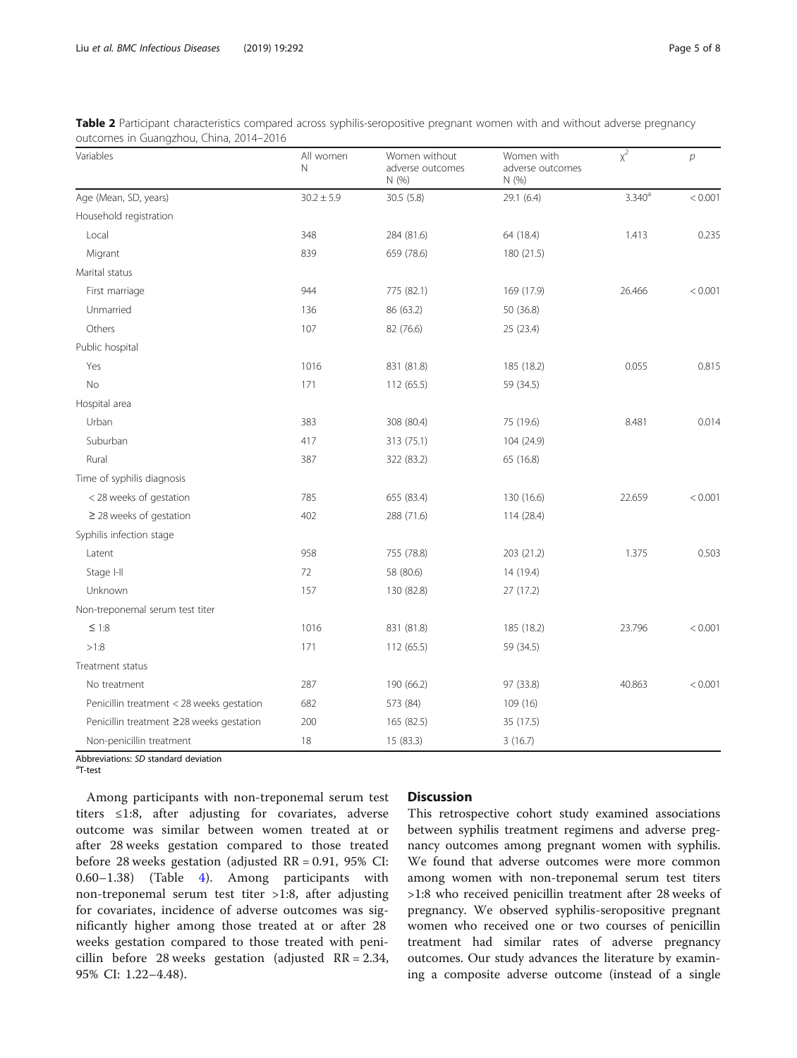**Table 2** Participant characteristics compared across syphilis-seropositive pregnant women with and without adverse pregnancy outcomes in Guangzhou, China, 2014–2016

| Variables | All women N | Women without adverse outcomes N (%) | Women with adverse outcomes N (%) | $\chi^2$ | $p$ |
|---|---|---|---|---|---|
| Age (Mean, SD, years) | 30.2 ± 5.9 | 30.5 (5.8) | 29.1 (6.4) | 3.340[a] | < 0.001 |
| Household registration | | | | | |
| Local | 348 | 284 (81.6) | 64 (18.4) | 1.413 | 0.235 |
| Migrant | 839 | 659 (78.6) | 180 (21.5) | | |
| Marital status | | | | | |
| First marriage | 944 | 775 (82.1) | 169 (17.9) | 26.466 | < 0.001 |
| Unmarried | 136 | 86 (63.2) | 50 (36.8) | | |
| Others | 107 | 82 (76.6) | 25 (23.4) | | |
| Public hospital | | | | | |
| Yes | 1016 | 831 (81.8) | 185 (18.2) | 0.055 | 0.815 |
| No | 171 | 112 (65.5) | 59 (34.5) | | |
| Hospital area | | | | | |
| Urban | 383 | 308 (80.4) | 75 (19.6) | 8.481 | 0.014 |
| Suburban | 417 | 313 (75.1) | 104 (24.9) | | |
| Rural | 387 | 322 (83.2) | 65 (16.8) | | |
| Time of syphilis diagnosis | | | | | |
| < 28 weeks of gestation | 785 | 655 (83.4) | 130 (16.6) | 22.659 | < 0.001 |
| ≥ 28 weeks of gestation | 402 | 288 (71.6) | 114 (28.4) | | |
| Syphilis infection stage | | | | | |
| Latent | 958 | 755 (78.8) | 203 (21.2) | 1.375 | 0.503 |
| Stage I-II | 72 | 58 (80.6) | 14 (19.4) | | |
| Unknown | 157 | 130 (82.8) | 27 (17.2) | | |
| Non-treponemal serum test titer | | | | | |
| ≤ 1:8 | 1016 | 831 (81.8) | 185 (18.2) | 23.796 | < 0.001 |
| >1:8 | 171 | 112 (65.5) | 59 (34.5) | | |
| Treatment status | | | | | |
| No treatment | 287 | 190 (66.2) | 97 (33.8) | 40.863 | < 0.001 |
| Penicillin treatment < 28 weeks gestation | 682 | 573 (84) | 109 (16) | | |
| Penicillin treatment ≥28 weeks gestation | 200 | 165 (82.5) | 35 (17.5) | | |
| Non-penicillin treatment | 18 | 15 (83.3) | 3 (16.7) | | |

Abbreviations: *SD* standard deviation
[a]T-test

Among participants with non-treponemal serum test titers ≤1:8, after adjusting for covariates, adverse outcome was similar between women treated at or after 28 weeks gestation compared to those treated before 28 weeks gestation (adjusted RR = 0.91, 95% CI: 0.60–1.38) (Table 4). Among participants with non-treponemal serum test titer >1:8, after adjusting for covariates, incidence of adverse outcomes was significantly higher among those treated at or after 28 weeks gestation compared to those treated with penicillin before 28 weeks gestation (adjusted RR = 2.34, 95% CI: 1.22–4.48).

## Discussion

This retrospective cohort study examined associations between syphilis treatment regimens and adverse pregnancy outcomes among pregnant women with syphilis. We found that adverse outcomes were more common among women with non-treponemal serum test titers >1:8 who received penicillin treatment after 28 weeks of pregnancy. We observed syphilis-seropositive pregnant women who received one or two courses of penicillin treatment had similar rates of adverse pregnancy outcomes. Our study advances the literature by examining a composite adverse outcome (instead of a single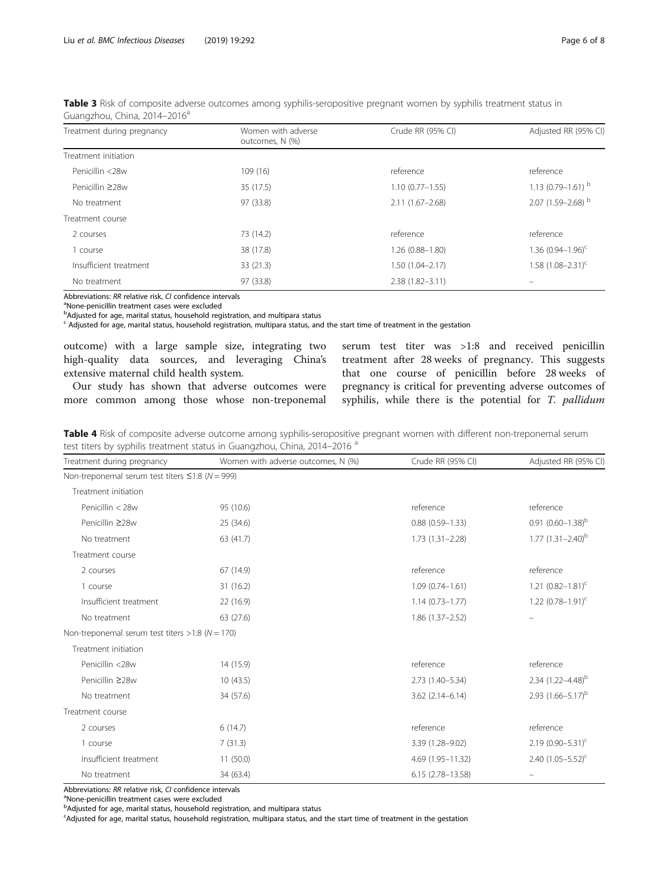**Table 3** Risk of composite adverse outcomes among syphilis-seropositive pregnant women by syphilis treatment status in Guangzhou, China, 2014–2016[a]

| Treatment during pregnancy | Women with adverse outcomes, N (%) | Crude RR (95% CI) | Adjusted RR (95% CI) |
|---|---|---|---|
| Treatment initiation | | | |
| Penicillin <28w | 109 (16) | reference | reference |
| Penicillin ≥28w | 35 (17.5) | 1.10 (0.77–1.55) | 1.13 (0.79–1.61) [b] |
| No treatment | 97 (33.8) | 2.11 (1.67–2.68) | 2.07 (1.59–2.68) [b] |
| Treatment course | | | |
| 2 courses | 73 (14.2) | reference | reference |
| 1 course | 38 (17.8) | 1.26 (0.88–1.80) | 1.36 (0.94–1.96)[c] |
| Insufficient treatment | 33 (21.3) | 1.50 (1.04–2.17) | 1.58 (1.08–2.31)[c] |
| No treatment | 97 (33.8) | 2.38 (1.82–3.11) | – |

Abbreviations: *RR* relative risk, *CI* confidence intervals
[a]None-penicillin treatment cases were excluded
[b]Adjusted for age, marital status, household registration, and multipara status
[c] Adjusted for age, marital status, household registration, multipara status, and the start time of treatment in the gestation

outcome) with a large sample size, integrating two high-quality data sources, and leveraging China's extensive maternal child health system.

Our study has shown that adverse outcomes were more common among those whose non-treponemal serum test titer was >1:8 and received penicillin treatment after 28 weeks of pregnancy. This suggests that one course of penicillin before 28 weeks of pregnancy is critical for preventing adverse outcomes of syphilis, while there is the potential for *T. pallidum*

**Table 4** Risk of composite adverse outcome among syphilis-seropositive pregnant women with different non-treponemal serum test titers by syphilis treatment status in Guangzhou, China, 2014–2016 [a]

| Treatment during pregnancy | Women with adverse outcomes, N (%) | Crude RR (95% CI) | Adjusted RR (95% CI) |
|---|---|---|---|
| Non-treponemal serum test titers ≤1:8 (*N* = 999) | | | |
| Treatment initiation | | | |
| Penicillin < 28w | 95 (10.6) | reference | reference |
| Penicillin ≥28w | 25 (34.6) | 0.88 (0.59–1.33) | 0.91 (0.60–1.38)[b] |
| No treatment | 63 (41.7) | 1.73 (1.31–2.28) | 1.77 (1.31–2.40)[b] |
| Treatment course | | | |
| 2 courses | 67 (14.9) | reference | reference |
| 1 course | 31 (16.2) | 1.09 (0.74–1.61) | 1.21 (0.82–1.81)[c] |
| Insufficient treatment | 22 (16.9) | 1.14 (0.73–1.77) | 1.22 (0.78–1.91)[c] |
| No treatment | 63 (27.6) | 1.86 (1.37–2.52) | – |
| Non-treponemal serum test titers >1:8 (*N* = 170) | | | |
| Treatment initiation | | | |
| Penicillin <28w | 14 (15.9) | reference | reference |
| Penicillin ≥28w | 10 (43.5) | 2.73 (1.40–5.34) | 2.34 (1.22–4.48)[b] |
| No treatment | 34 (57.6) | 3.62 (2.14–6.14) | 2.93 (1.66–5.17)[b] |
| Treatment course | | | |
| 2 courses | 6 (14.7) | reference | reference |
| 1 course | 7 (31.3) | 3.39 (1.28–9.02) | 2.19 (0.90–5.31)[c] |
| Insufficient treatment | 11 (50.0) | 4.69 (1.95–11.32) | 2.40 (1.05–5.52)[c] |
| No treatment | 34 (63.4) | 6.15 (2.78–13.58) | – |

Abbreviations: *RR* relative risk, *CI* confidence intervals
[a]None-penicillin treatment cases were excluded
[b]Adjusted for age, marital status, household registration, and multipara status
[c]Adjusted for age, marital status, household registration, multipara status, and the start time of treatment in the gestation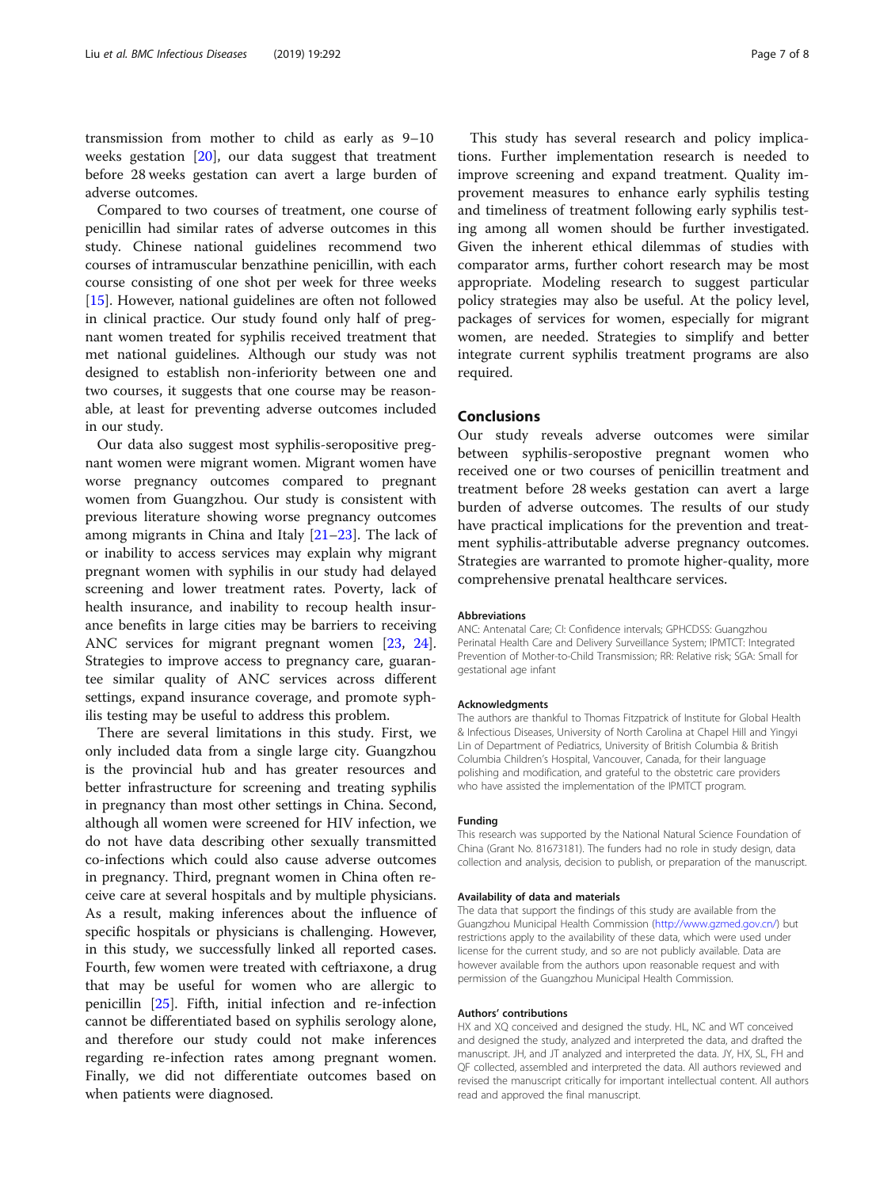transmission from mother to child as early as 9–10 weeks gestation [20], our data suggest that treatment before 28 weeks gestation can avert a large burden of adverse outcomes.

Compared to two courses of treatment, one course of penicillin had similar rates of adverse outcomes in this study. Chinese national guidelines recommend two courses of intramuscular benzathine penicillin, with each course consisting of one shot per week for three weeks [15]. However, national guidelines are often not followed in clinical practice. Our study found only half of pregnant women treated for syphilis received treatment that met national guidelines. Although our study was not designed to establish non-inferiority between one and two courses, it suggests that one course may be reasonable, at least for preventing adverse outcomes included in our study.

Our data also suggest most syphilis-seropositive pregnant women were migrant women. Migrant women have worse pregnancy outcomes compared to pregnant women from Guangzhou. Our study is consistent with previous literature showing worse pregnancy outcomes among migrants in China and Italy [21–23]. The lack of or inability to access services may explain why migrant pregnant women with syphilis in our study had delayed screening and lower treatment rates. Poverty, lack of health insurance, and inability to recoup health insurance benefits in large cities may be barriers to receiving ANC services for migrant pregnant women [23, 24]. Strategies to improve access to pregnancy care, guarantee similar quality of ANC services across different settings, expand insurance coverage, and promote syphilis testing may be useful to address this problem.

There are several limitations in this study. First, we only included data from a single large city. Guangzhou is the provincial hub and has greater resources and better infrastructure for screening and treating syphilis in pregnancy than most other settings in China. Second, although all women were screened for HIV infection, we do not have data describing other sexually transmitted co-infections which could also cause adverse outcomes in pregnancy. Third, pregnant women in China often receive care at several hospitals and by multiple physicians. As a result, making inferences about the influence of specific hospitals or physicians is challenging. However, in this study, we successfully linked all reported cases. Fourth, few women were treated with ceftriaxone, a drug that may be useful for women who are allergic to penicillin [25]. Fifth, initial infection and re-infection cannot be differentiated based on syphilis serology alone, and therefore our study could not make inferences regarding re-infection rates among pregnant women. Finally, we did not differentiate outcomes based on when patients were diagnosed.

This study has several research and policy implications. Further implementation research is needed to improve screening and expand treatment. Quality improvement measures to enhance early syphilis testing and timeliness of treatment following early syphilis testing among all women should be further investigated. Given the inherent ethical dilemmas of studies with comparator arms, further cohort research may be most appropriate. Modeling research to suggest particular policy strategies may also be useful. At the policy level, packages of services for women, especially for migrant women, are needed. Strategies to simplify and better integrate current syphilis treatment programs are also required.

## Conclusions

Our study reveals adverse outcomes were similar between syphilis-seropostive pregnant women who received one or two courses of penicillin treatment and treatment before 28 weeks gestation can avert a large burden of adverse outcomes. The results of our study have practical implications for the prevention and treatment syphilis-attributable adverse pregnancy outcomes. Strategies are warranted to promote higher-quality, more comprehensive prenatal healthcare services.

#### Abbreviations

ANC: Antenatal Care; CI: Confidence intervals; GPHCDSS: Guangzhou Perinatal Health Care and Delivery Surveillance System; IPMTCT: Integrated Prevention of Mother-to-Child Transmission; RR: Relative risk; SGA: Small for gestational age infant

#### Acknowledgments

The authors are thankful to Thomas Fitzpatrick of Institute for Global Health & Infectious Diseases, University of North Carolina at Chapel Hill and Yingyi Lin of Department of Pediatrics, University of British Columbia & British Columbia Children's Hospital, Vancouver, Canada, for their language polishing and modification, and grateful to the obstetric care providers who have assisted the implementation of the IPMTCT program.

#### Funding

This research was supported by the National Natural Science Foundation of China (Grant No. 81673181). The funders had no role in study design, data collection and analysis, decision to publish, or preparation of the manuscript.

#### Availability of data and materials

The data that support the findings of this study are available from the Guangzhou Municipal Health Commission (http://www.gzmed.gov.cn/) but restrictions apply to the availability of these data, which were used under license for the current study, and so are not publicly available. Data are however available from the authors upon reasonable request and with permission of the Guangzhou Municipal Health Commission.

#### Authors' contributions

HX and XQ conceived and designed the study. HL, NC and WT conceived and designed the study, analyzed and interpreted the data, and drafted the manuscript. JH, and JT analyzed and interpreted the data. JY, HX, SL, FH and QF collected, assembled and interpreted the data. All authors reviewed and revised the manuscript critically for important intellectual content. All authors read and approved the final manuscript.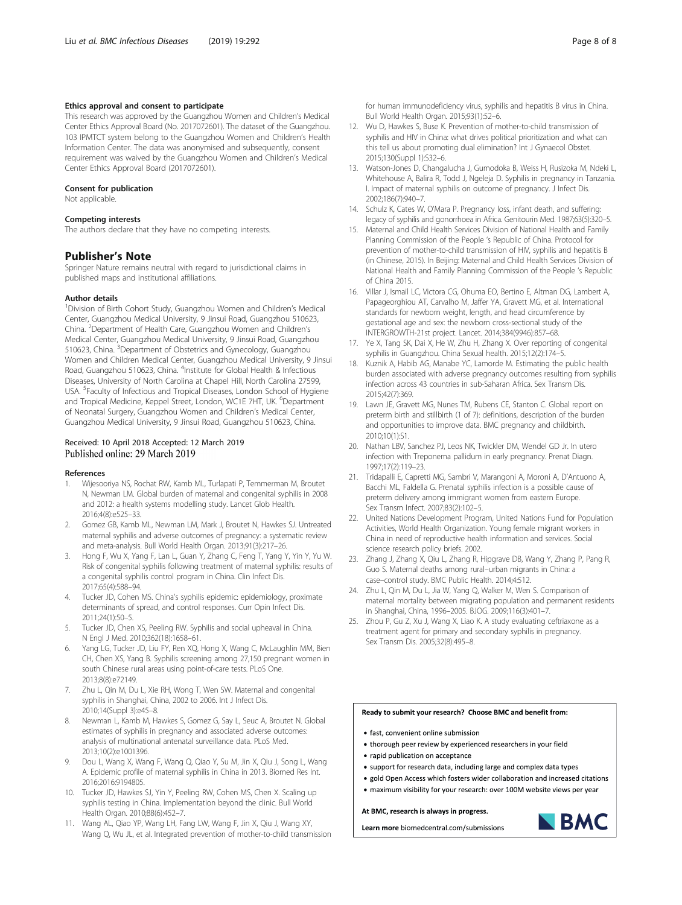#### Ethics approval and consent to participate

This research was approved by the Guangzhou Women and Children's Medical Center Ethics Approval Board (No. 2017072601). The dataset of the Guangzhou. 103 IPMTCT system belong to the Guangzhou Women and Children's Health Information Center. The data was anonymised and subsequently, consent requirement was waived by the Guangzhou Women and Children's Medical Center Ethics Approval Board (2017072601).

#### Consent for publication

Not applicable.

#### Competing interests

The authors declare that they have no competing interests.

## Publisher's Note

Springer Nature remains neutral with regard to jurisdictional claims in published maps and institutional affiliations.

#### Author details

[1]Division of Birth Cohort Study, Guangzhou Women and Children's Medical Center, Guangzhou Medical University, 9 Jinsui Road, Guangzhou 510623, China. [2]Department of Health Care, Guangzhou Women and Children's Medical Center, Guangzhou Medical University, 9 Jinsui Road, Guangzhou 510623, China. [3]Department of Obstetrics and Gynecology, Guangzhou Women and Children Medical Center, Guangzhou Medical University, 9 Jinsui Road, Guangzhou 510623, China. [4]Institute for Global Health & Infectious Diseases, University of North Carolina at Chapel Hill, North Carolina 27599, USA. [5]Faculty of Infectious and Tropical Diseases, London School of Hygiene and Tropical Medicine, Keppel Street, London, WC1E 7HT, UK. [6]Department of Neonatal Surgery, Guangzhou Women and Children's Medical Center, Guangzhou Medical University, 9 Jinsui Road, Guangzhou 510623, China.

Received: 10 April 2018 Accepted: 12 March 2019
Published online: 29 March 2019

#### References

1. Wijesooriya NS, Rochat RW, Kamb ML, Turlapati P, Temmerman M, Broutet N, Newman LM. Global burden of maternal and congenital syphilis in 2008 and 2012: a health systems modelling study. Lancet Glob Health. 2016;4(8):e525–33.
2. Gomez GB, Kamb ML, Newman LM, Mark J, Broutet N, Hawkes SJ. Untreated maternal syphilis and adverse outcomes of pregnancy: a systematic review and meta-analysis. Bull World Health Organ. 2013;91(3):217–26.
3. Hong F, Wu X, Yang F, Lan L, Guan Y, Zhang C, Feng T, Yang Y, Yin Y, Yu W. Risk of congenital syphilis following treatment of maternal syphilis: results of a congenital syphilis control program in China. Clin Infect Dis. 2017;65(4):588–94.
4. Tucker JD, Cohen MS. China's syphilis epidemic: epidemiology, proximate determinants of spread, and control responses. Curr Opin Infect Dis. 2011;24(1):50–5.
5. Tucker JD, Chen XS, Peeling RW. Syphilis and social upheaval in China. N Engl J Med. 2010;362(18):1658–61.
6. Yang LG, Tucker JD, Liu FY, Ren XQ, Hong X, Wang C, McLaughlin MM, Bien CH, Chen XS, Yang B. Syphilis screening among 27,150 pregnant women in south Chinese rural areas using point-of-care tests. PLoS One. 2013;8(8):e72149.
7. Zhu L, Qin M, Du L, Xie RH, Wong T, Wen SW. Maternal and congenital syphilis in Shanghai, China, 2002 to 2006. Int J Infect Dis. 2010;14(Suppl 3):e45–8.
8. Newman L, Kamb M, Hawkes S, Gomez G, Say L, Seuc A, Broutet N. Global estimates of syphilis in pregnancy and associated adverse outcomes: analysis of multinational antenatal surveillance data. PLoS Med. 2013;10(2):e1001396.
9. Dou L, Wang X, Wang F, Wang Q, Qiao Y, Su M, Jin X, Qiu J, Song L, Wang A. Epidemic profile of maternal syphilis in China in 2013. Biomed Res Int. 2016;2016:9194805.
10. Tucker JD, Hawkes SJ, Yin Y, Peeling RW, Cohen MS, Chen X. Scaling up syphilis testing in China. Implementation beyond the clinic. Bull World Health Organ. 2010;88(6):452–7.
11. Wang AL, Qiao YP, Wang LH, Fang LW, Wang F, Jin X, Qiu J, Wang XY, Wang Q, Wu JL, et al. Integrated prevention of mother-to-child transmission for human immunodeficiency virus, syphilis and hepatitis B virus in China. Bull World Health Organ. 2015;93(1):52–6.
12. Wu D, Hawkes S, Buse K. Prevention of mother-to-child transmission of syphilis and HIV in China: what drives political prioritization and what can this tell us about promoting dual elimination? Int J Gynaecol Obstet. 2015;130(Suppl 1):S32–6.
13. Watson-Jones D, Changalucha J, Gumodoka B, Weiss H, Rusizoka M, Ndeki L, Whitehouse A, Balira R, Todd J, Ngeleja D. Syphilis in pregnancy in Tanzania. I. Impact of maternal syphilis on outcome of pregnancy. J Infect Dis. 2002;186(7):940–7.
14. Schulz K, Cates W, O'Mara P. Pregnancy loss, infant death, and suffering: legacy of syphilis and gonorrhoea in Africa. Genitourin Med. 1987;63(5):320–5.
15. Maternal and Child Health Services Division of National Health and Family Planning Commission of the People 's Republic of China. Protocol for prevention of mother-to-child transmission of HIV, syphilis and hepatitis B (in Chinese, 2015). In Beijing: Maternal and Child Health Services Division of National Health and Family Planning Commission of the People 's Republic of China 2015.
16. Villar J, Ismail LC, Victora CG, Ohuma EO, Bertino E, Altman DG, Lambert A, Papageorghiou AT, Carvalho M, Jaffer YA, Gravett MG, et al. International standards for newborn weight, length, and head circumference by gestational age and sex: the newborn cross-sectional study of the INTERGROWTH-21st project. Lancet. 2014;384(9946):857–68.
17. Ye X, Tang SK, Dai X, He W, Zhu H, Zhang X. Over reporting of congenital syphilis in Guangzhou. China Sexual health. 2015;12(2):174–5.
18. Kuznik A, Habib AG, Manabe YC, Lamorde M. Estimating the public health burden associated with adverse pregnancy outcomes resulting from syphilis infection across 43 countries in sub-Saharan Africa. Sex Transm Dis. 2015;42(7):369.
19. Lawn JE, Gravett MG, Nunes TM, Rubens CE, Stanton C. Global report on preterm birth and stillbirth (1 of 7): definitions, description of the burden and opportunities to improve data. BMC pregnancy and childbirth. 2010;10(1):S1.
20. Nathan LBV, Sanchez PJ, Leos NK, Twickler DM, Wendel GD Jr. In utero infection with Treponema pallidum in early pregnancy. Prenat Diagn. 1997;17(2):119–23.
21. Tridapalli E, Capretti MG, Sambri V, Marangoni A, Moroni A, D'Antuono A, Bacchi ML, Faldella G. Prenatal syphilis infection is a possible cause of preterm delivery among immigrant women from eastern Europe. Sex Transm Infect. 2007;83(2):102–5.
22. United Nations Development Program, United Nations Fund for Population Activities, World Health Organization. Young female migrant workers in China in need of reproductive health information and services. Social science research policy briefs. 2002.
23. Zhang J, Zhang X, Qiu L, Zhang R, Hipgrave DB, Wang Y, Zhang P, Pang R, Guo S. Maternal deaths among rural–urban migrants in China: a case–control study. BMC Public Health. 2014;4:512.
24. Zhu L, Qin M, Du L, Jia W, Yang Q, Walker M, Wen S. Comparison of maternal mortality between migrating population and permanent residents in Shanghai, China, 1996–2005. BJOG. 2009;116(3):401–7.
25. Zhou P, Gu Z, Xu J, Wang X, Liao K. A study evaluating ceftriaxone as a treatment agent for primary and secondary syphilis in pregnancy. Sex Transm Dis. 2005;32(8):495–8.

**Ready to submit your research? Choose BMC and benefit from:**

- fast, convenient online submission
- thorough peer review by experienced researchers in your field
- rapid publication on acceptance
- support for research data, including large and complex data types
- gold Open Access which fosters wider collaboration and increased citations
- maximum visibility for your research: over 100M website views per year

**At BMC, research is always in progress.**

**Learn more** biomedcentral.com/submissions